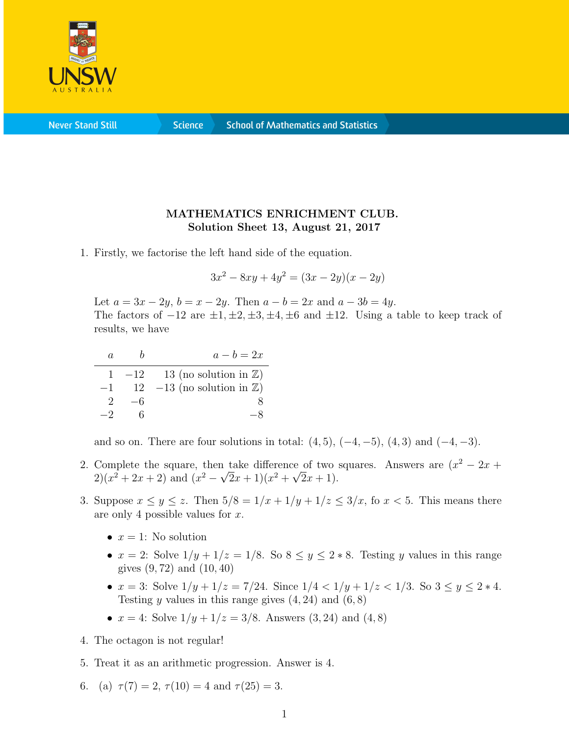**MATHEMATICS ENRICHMENT CLUB.**
**Solution Sheet 13, August 21, 2017**

1. Firstly, we factorise the left hand side of the equation.

$$3x^2 - 8xy + 4y^2 = (3x - 2y)(x - 2y)$$

Let $a = 3x - 2y$, $b = x - 2y$. Then $a - b = 2x$ and $a - 3b = 4y$.
The factors of $-12$ are $\pm 1, \pm 2, \pm 3, \pm 4, \pm 6$ and $\pm 12$. Using a table to keep track of results, we have

| $a$ | $b$ | $a - b = 2x$ |
|---|---|---|
| 1 | $-12$ | 13 (no solution in $\mathbb{Z}$) |
| $-1$ | 12 | $-13$ (no solution in $\mathbb{Z}$) |
| 2 | $-6$ | 8 |
| $-2$ | 6 | $-8$ |

and so on. There are four solutions in total: $(4, 5)$, $(-4, -5)$, $(4, 3)$ and $(-4, -3)$.

2. Complete the square, then take difference of two squares. Answers are $(x^2 - 2x + 2)(x^2 + 2x + 2)$ and $(x^2 - \sqrt{2}x + 1)(x^2 + \sqrt{2}x + 1)$.

3. Suppose $x \leq y \leq z$. Then $5/8 = 1/x + 1/y + 1/z \leq 3/x$, fo $x < 5$. This means there are only 4 possible values for $x$.

   - $x = 1$: No solution
   - $x = 2$: Solve $1/y + 1/z = 1/8$. So $8 \leq y \leq 2 * 8$. Testing $y$ values in this range gives $(9, 72)$ and $(10, 40)$
   - $x = 3$: Solve $1/y + 1/z = 7/24$. Since $1/4 < 1/y + 1/z < 1/3$. So $3 \leq y \leq 2 * 4$. Testing $y$ values in this range gives $(4, 24)$ and $(6, 8)$
   - $x = 4$: Solve $1/y + 1/z = 3/8$. Answers $(3, 24)$ and $(4, 8)$

4. The octagon is not regular!

5. Treat it as an arithmetic progression. Answer is 4.

6. (a) $\tau(7) = 2$, $\tau(10) = 4$ and $\tau(25) = 3$.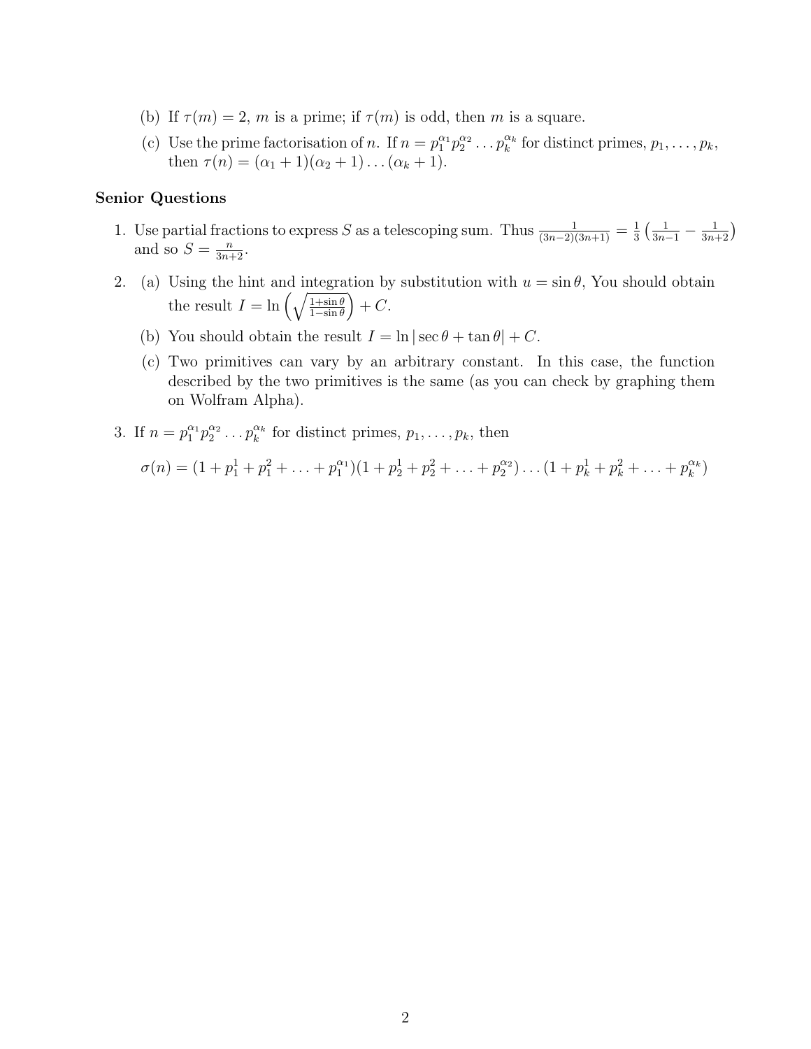(b) If $\tau(m) = 2$, $m$ is a prime; if $\tau(m)$ is odd, then $m$ is a square.

(c) Use the prime factorisation of $n$. If $n = p_1^{\alpha_1} p_2^{\alpha_2} \ldots p_k^{\alpha_k}$ for distinct primes, $p_1, \ldots, p_k$, then $\tau(n) = (\alpha_1 + 1)(\alpha_2 + 1) \ldots (\alpha_k + 1)$.

**Senior Questions**

1. Use partial fractions to express $S$ as a telescoping sum. Thus $\frac{1}{(3n-2)(3n+1)} = \frac{1}{3}\left(\frac{1}{3n-1} - \frac{1}{3n+2}\right)$ and so $S = \frac{n}{3n+2}$.

2. (a) Using the hint and integration by substitution with $u = \sin\theta$, You should obtain the result $I = \ln\left(\sqrt{\frac{1+\sin\theta}{1-\sin\theta}}\right) + C$.

   (b) You should obtain the result $I = \ln|\sec\theta + \tan\theta| + C$.

   (c) Two primitives can vary by an arbitrary constant. In this case, the function described by the two primitives is the same (as you can check by graphing them on Wolfram Alpha).

3. If $n = p_1^{\alpha_1} p_2^{\alpha_2} \ldots p_k^{\alpha_k}$ for distinct primes, $p_1, \ldots, p_k$, then

$$\sigma(n) = (1 + p_1^1 + p_1^2 + \ldots + p_1^{\alpha_1})(1 + p_2^1 + p_2^2 + \ldots + p_2^{\alpha_2}) \ldots (1 + p_k^1 + p_k^2 + \ldots + p_k^{\alpha_k})$$